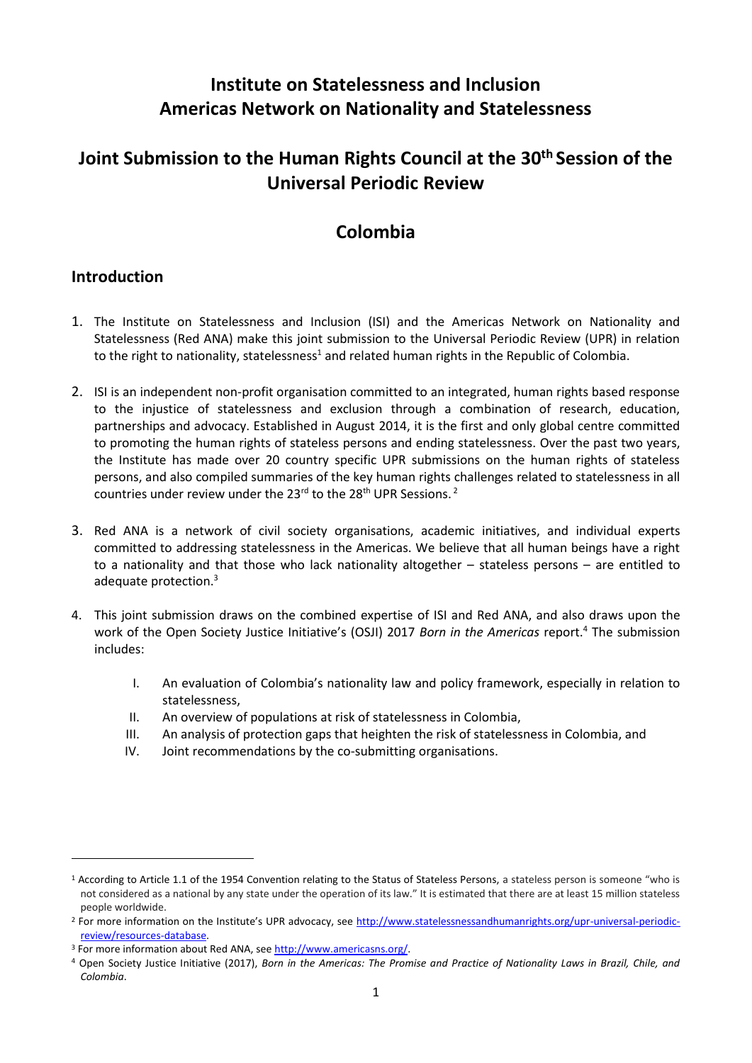# Institute on Statelessness and Inclusion
# Americas Network on Nationality and Statelessness

## Joint Submission to the Human Rights Council at the 30th Session of the Universal Periodic Review

## Colombia

### Introduction

1. The Institute on Statelessness and Inclusion (ISI) and the Americas Network on Nationality and Statelessness (Red ANA) make this joint submission to the Universal Periodic Review (UPR) in relation to the right to nationality, statelessness[1] and related human rights in the Republic of Colombia.

2. ISI is an independent non-profit organisation committed to an integrated, human rights based response to the injustice of statelessness and exclusion through a combination of research, education, partnerships and advocacy. Established in August 2014, it is the first and only global centre committed to promoting the human rights of stateless persons and ending statelessness. Over the past two years, the Institute has made over 20 country specific UPR submissions on the human rights of stateless persons, and also compiled summaries of the key human rights challenges related to statelessness in all countries under review under the 23rd to the 28th UPR Sessions.[2]

3. Red ANA is a network of civil society organisations, academic initiatives, and individual experts committed to addressing statelessness in the Americas. We believe that all human beings have a right to a nationality and that those who lack nationality altogether – stateless persons – are entitled to adequate protection.[3]

4. This joint submission draws on the combined expertise of ISI and Red ANA, and also draws upon the work of the Open Society Justice Initiative's (OSJI) 2017 *Born in the Americas* report.[4] The submission includes:

   I. An evaluation of Colombia's nationality law and policy framework, especially in relation to statelessness,
   II. An overview of populations at risk of statelessness in Colombia,
   III. An analysis of protection gaps that heighten the risk of statelessness in Colombia, and
   IV. Joint recommendations by the co-submitting organisations.

---

[1] According to Article 1.1 of the 1954 Convention relating to the Status of Stateless Persons, a stateless person is someone "who is not considered as a national by any state under the operation of its law." It is estimated that there are at least 15 million stateless people worldwide.

[2] For more information on the Institute's UPR advocacy, see http://www.statelessnessandhumanrights.org/upr-universal-periodic-review/resources-database.

[3] For more information about Red ANA, see http://www.americasns.org/.

[4] Open Society Justice Initiative (2017), *Born in the Americas: The Promise and Practice of Nationality Laws in Brazil, Chile, and Colombia*.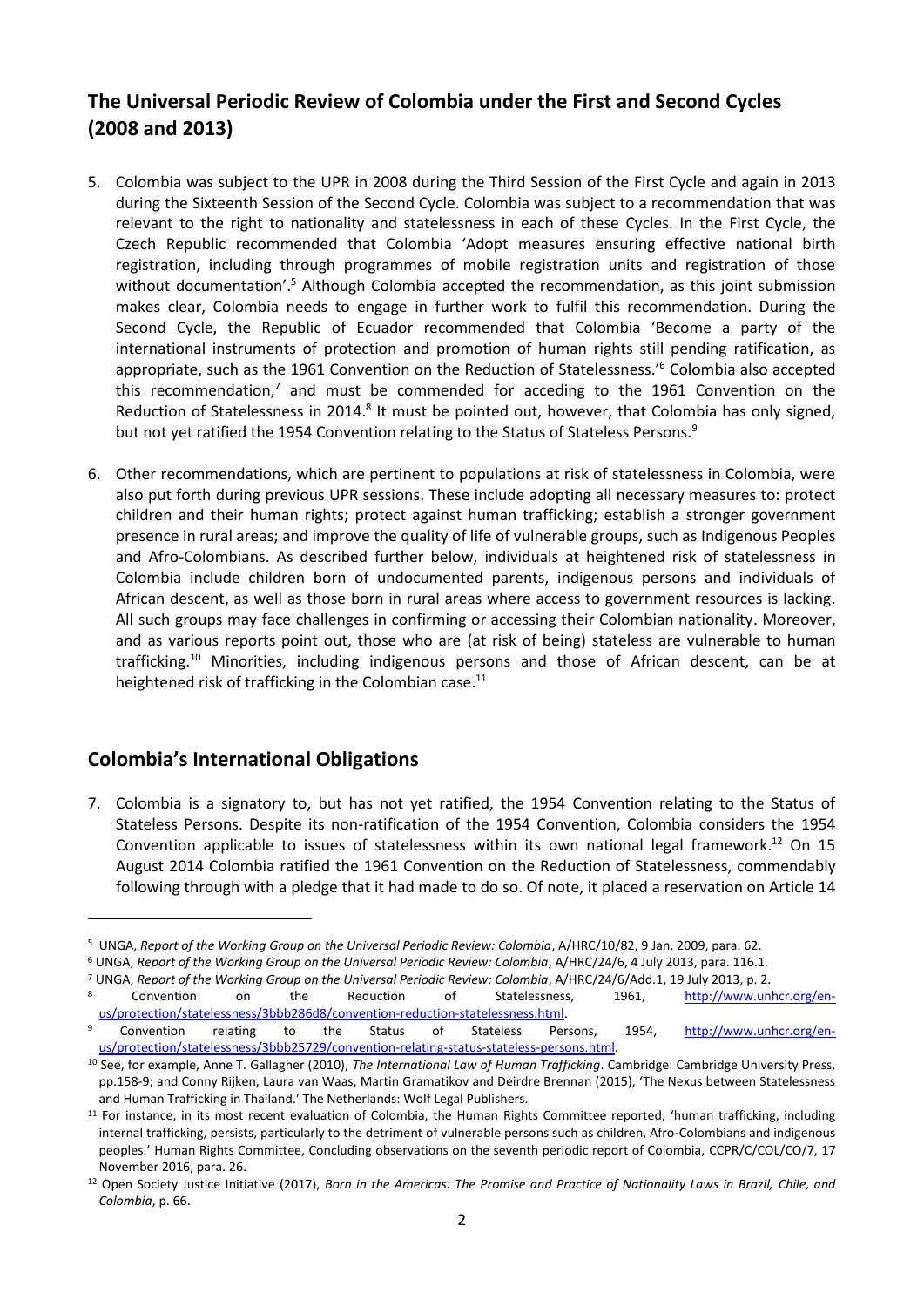## The Universal Periodic Review of Colombia under the First and Second Cycles (2008 and 2013)

5. Colombia was subject to the UPR in 2008 during the Third Session of the First Cycle and again in 2013 during the Sixteenth Session of the Second Cycle. Colombia was subject to a recommendation that was relevant to the right to nationality and statelessness in each of these Cycles. In the First Cycle, the Czech Republic recommended that Colombia 'Adopt measures ensuring effective national birth registration, including through programmes of mobile registration units and registration of those without documentation'.[5] Although Colombia accepted the recommendation, as this joint submission makes clear, Colombia needs to engage in further work to fulfil this recommendation. During the Second Cycle, the Republic of Ecuador recommended that Colombia 'Become a party of the international instruments of protection and promotion of human rights still pending ratification, as appropriate, such as the 1961 Convention on the Reduction of Statelessness.'[6] Colombia also accepted this recommendation,[7] and must be commended for acceding to the 1961 Convention on the Reduction of Statelessness in 2014.[8] It must be pointed out, however, that Colombia has only signed, but not yet ratified the 1954 Convention relating to the Status of Stateless Persons.[9]

6. Other recommendations, which are pertinent to populations at risk of statelessness in Colombia, were also put forth during previous UPR sessions. These include adopting all necessary measures to: protect children and their human rights; protect against human trafficking; establish a stronger government presence in rural areas; and improve the quality of life of vulnerable groups, such as Indigenous Peoples and Afro-Colombians. As described further below, individuals at heightened risk of statelessness in Colombia include children born of undocumented parents, indigenous persons and individuals of African descent, as well as those born in rural areas where access to government resources is lacking. All such groups may face challenges in confirming or accessing their Colombian nationality. Moreover, and as various reports point out, those who are (at risk of being) stateless are vulnerable to human trafficking.[10] Minorities, including indigenous persons and those of African descent, can be at heightened risk of trafficking in the Colombian case.[11]

## Colombia's International Obligations

7. Colombia is a signatory to, but has not yet ratified, the 1954 Convention relating to the Status of Stateless Persons. Despite its non-ratification of the 1954 Convention, Colombia considers the 1954 Convention applicable to issues of statelessness within its own national legal framework.[12] On 15 August 2014 Colombia ratified the 1961 Convention on the Reduction of Statelessness, commendably following through with a pledge that it had made to do so. Of note, it placed a reservation on Article 14

---

[5] UNGA, *Report of the Working Group on the Universal Periodic Review: Colombia*, A/HRC/10/82, 9 Jan. 2009, para. 62.

[6] UNGA, *Report of the Working Group on the Universal Periodic Review: Colombia*, A/HRC/24/6, 4 July 2013, para. 116.1.

[7] UNGA, *Report of the Working Group on the Universal Periodic Review: Colombia*, A/HRC/24/6/Add.1, 19 July 2013, p. 2.

[8] Convention on the Reduction of Statelessness, 1961, http://www.unhcr.org/en-us/protection/statelessness/3bbb286d8/convention-reduction-statelessness.html.

[9] Convention relating to the Status of Stateless Persons, 1954, http://www.unhcr.org/en-us/protection/statelessness/3bbb25729/convention-relating-status-stateless-persons.html.

[10] See, for example, Anne T. Gallagher (2010), *The International Law of Human Trafficking*. Cambridge: Cambridge University Press, pp.158-9; and Conny Rijken, Laura van Waas, Martin Gramatikov and Deirdre Brennan (2015), 'The Nexus between Statelessness and Human Trafficking in Thailand.' The Netherlands: Wolf Legal Publishers.

[11] For instance, in its most recent evaluation of Colombia, the Human Rights Committee reported, 'human trafficking, including internal trafficking, persists, particularly to the detriment of vulnerable persons such as children, Afro-Colombians and indigenous peoples.' Human Rights Committee, Concluding observations on the seventh periodic report of Colombia, CCPR/C/COL/CO/7, 17 November 2016, para. 26.

[12] Open Society Justice Initiative (2017), *Born in the Americas: The Promise and Practice of Nationality Laws in Brazil, Chile, and Colombia*, p. 66.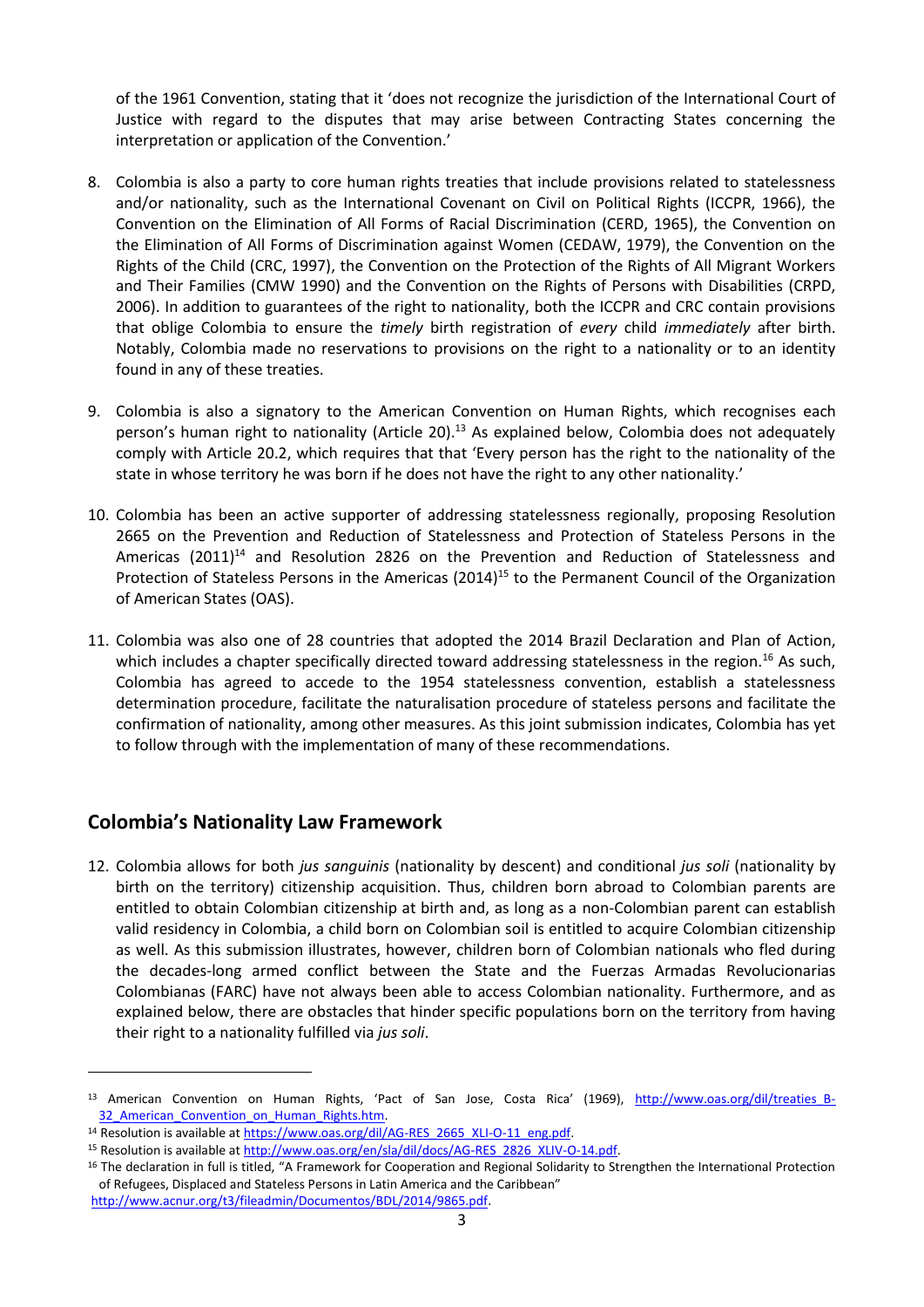of the 1961 Convention, stating that it 'does not recognize the jurisdiction of the International Court of Justice with regard to the disputes that may arise between Contracting States concerning the interpretation or application of the Convention.'

8. Colombia is also a party to core human rights treaties that include provisions related to statelessness and/or nationality, such as the International Covenant on Civil on Political Rights (ICCPR, 1966), the Convention on the Elimination of All Forms of Racial Discrimination (CERD, 1965), the Convention on the Elimination of All Forms of Discrimination against Women (CEDAW, 1979), the Convention on the Rights of the Child (CRC, 1997), the Convention on the Protection of the Rights of All Migrant Workers and Their Families (CMW 1990) and the Convention on the Rights of Persons with Disabilities (CRPD, 2006). In addition to guarantees of the right to nationality, both the ICCPR and CRC contain provisions that oblige Colombia to ensure the *timely* birth registration of *every* child *immediately* after birth. Notably, Colombia made no reservations to provisions on the right to a nationality or to an identity found in any of these treaties.

9. Colombia is also a signatory to the American Convention on Human Rights, which recognises each person's human right to nationality (Article 20).[13] As explained below, Colombia does not adequately comply with Article 20.2, which requires that that 'Every person has the right to the nationality of the state in whose territory he was born if he does not have the right to any other nationality.'

10. Colombia has been an active supporter of addressing statelessness regionally, proposing Resolution 2665 on the Prevention and Reduction of Statelessness and Protection of Stateless Persons in the Americas (2011)[14] and Resolution 2826 on the Prevention and Reduction of Statelessness and Protection of Stateless Persons in the Americas (2014)[15] to the Permanent Council of the Organization of American States (OAS).

11. Colombia was also one of 28 countries that adopted the 2014 Brazil Declaration and Plan of Action, which includes a chapter specifically directed toward addressing statelessness in the region.[16] As such, Colombia has agreed to accede to the 1954 statelessness convention, establish a statelessness determination procedure, facilitate the naturalisation procedure of stateless persons and facilitate the confirmation of nationality, among other measures. As this joint submission indicates, Colombia has yet to follow through with the implementation of many of these recommendations.

## Colombia's Nationality Law Framework

12. Colombia allows for both *jus sanguinis* (nationality by descent) and conditional *jus soli* (nationality by birth on the territory) citizenship acquisition. Thus, children born abroad to Colombian parents are entitled to obtain Colombian citizenship at birth and, as long as a non-Colombian parent can establish valid residency in Colombia, a child born on Colombian soil is entitled to acquire Colombian citizenship as well. As this submission illustrates, however, children born of Colombian nationals who fled during the decades-long armed conflict between the State and the Fuerzas Armadas Revolucionarias Colombianas (FARC) have not always been able to access Colombian nationality. Furthermore, and as explained below, there are obstacles that hinder specific populations born on the territory from having their right to a nationality fulfilled via *jus soli*.

---

[13] American Convention on Human Rights, 'Pact of San Jose, Costa Rica' (1969), http://www.oas.org/dil/treaties_B-32_American_Convention_on_Human_Rights.htm.

[14] Resolution is available at https://www.oas.org/dil/AG-RES_2665_XLI-O-11_eng.pdf.

[15] Resolution is available at http://www.oas.org/en/sla/dil/docs/AG-RES_2826_XLIV-O-14.pdf.

[16] The declaration in full is titled, "A Framework for Cooperation and Regional Solidarity to Strengthen the International Protection of Refugees, Displaced and Stateless Persons in Latin America and the Caribbean" http://www.acnur.org/t3/fileadmin/Documentos/BDL/2014/9865.pdf.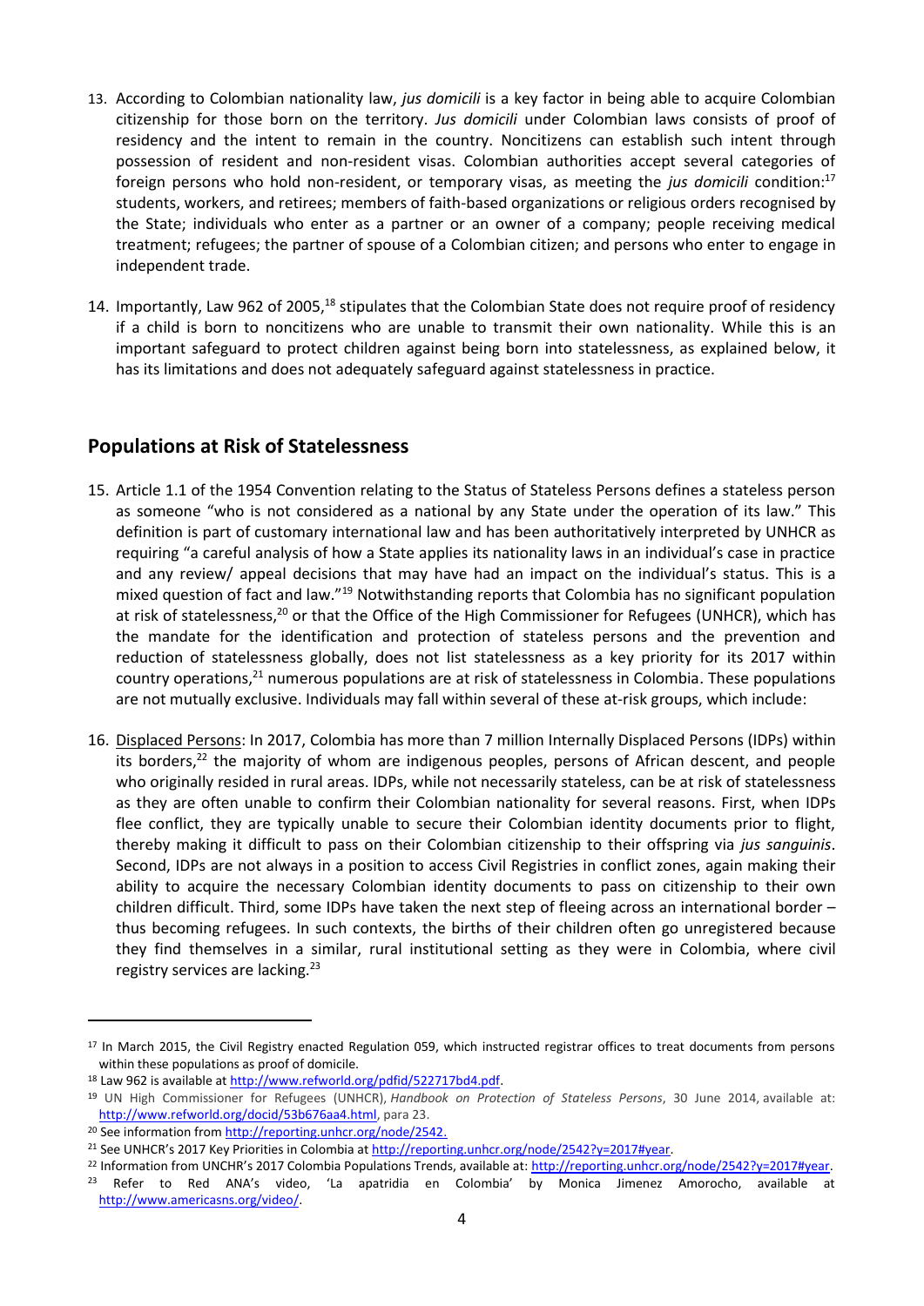13. According to Colombian nationality law, *jus domicili* is a key factor in being able to acquire Colombian citizenship for those born on the territory. *Jus domicili* under Colombian laws consists of proof of residency and the intent to remain in the country. Noncitizens can establish such intent through possession of resident and non-resident visas. Colombian authorities accept several categories of foreign persons who hold non-resident, or temporary visas, as meeting the *jus domicili* condition:[17] students, workers, and retirees; members of faith-based organizations or religious orders recognised by the State; individuals who enter as a partner or an owner of a company; people receiving medical treatment; refugees; the partner of spouse of a Colombian citizen; and persons who enter to engage in independent trade.

14. Importantly, Law 962 of 2005,[18] stipulates that the Colombian State does not require proof of residency if a child is born to noncitizens who are unable to transmit their own nationality. While this is an important safeguard to protect children against being born into statelessness, as explained below, it has its limitations and does not adequately safeguard against statelessness in practice.

## Populations at Risk of Statelessness

15. Article 1.1 of the 1954 Convention relating to the Status of Stateless Persons defines a stateless person as someone "who is not considered as a national by any State under the operation of its law." This definition is part of customary international law and has been authoritatively interpreted by UNHCR as requiring "a careful analysis of how a State applies its nationality laws in an individual's case in practice and any review/ appeal decisions that may have had an impact on the individual's status. This is a mixed question of fact and law."[19] Notwithstanding reports that Colombia has no significant population at risk of statelessness,[20] or that the Office of the High Commissioner for Refugees (UNHCR), which has the mandate for the identification and protection of stateless persons and the prevention and reduction of statelessness globally, does not list statelessness as a key priority for its 2017 within country operations,[21] numerous populations are at risk of statelessness in Colombia. These populations are not mutually exclusive. Individuals may fall within several of these at-risk groups, which include:

16. <u>Displaced Persons</u>: In 2017, Colombia has more than 7 million Internally Displaced Persons (IDPs) within its borders,[22] the majority of whom are indigenous peoples, persons of African descent, and people who originally resided in rural areas. IDPs, while not necessarily stateless, can be at risk of statelessness as they are often unable to confirm their Colombian nationality for several reasons. First, when IDPs flee conflict, they are typically unable to secure their Colombian identity documents prior to flight, thereby making it difficult to pass on their Colombian citizenship to their offspring via *jus sanguinis*. Second, IDPs are not always in a position to access Civil Registries in conflict zones, again making their ability to acquire the necessary Colombian identity documents to pass on citizenship to their own children difficult. Third, some IDPs have taken the next step of fleeing across an international border – thus becoming refugees. In such contexts, the births of their children often go unregistered because they find themselves in a similar, rural institutional setting as they were in Colombia, where civil registry services are lacking.[23]

---

[17] In March 2015, the Civil Registry enacted Regulation 059, which instructed registrar offices to treat documents from persons within these populations as proof of domicile.

[18] Law 962 is available at http://www.refworld.org/pdfid/522717bd4.pdf.

[19] UN High Commissioner for Refugees (UNHCR), *Handbook on Protection of Stateless Persons*, 30 June 2014, available at: http://www.refworld.org/docid/53b676aa4.html, para 23.

[20] See information from http://reporting.unhcr.org/node/2542.

[21] See UNHCR's 2017 Key Priorities in Colombia at http://reporting.unhcr.org/node/2542?y=2017#year.

[22] Information from UNCHR's 2017 Colombia Populations Trends, available at: http://reporting.unhcr.org/node/2542?y=2017#year.

[23] Refer to Red ANA's video, 'La apatridia en Colombia' by Monica Jimenez Amorocho, available at http://www.americasns.org/video/.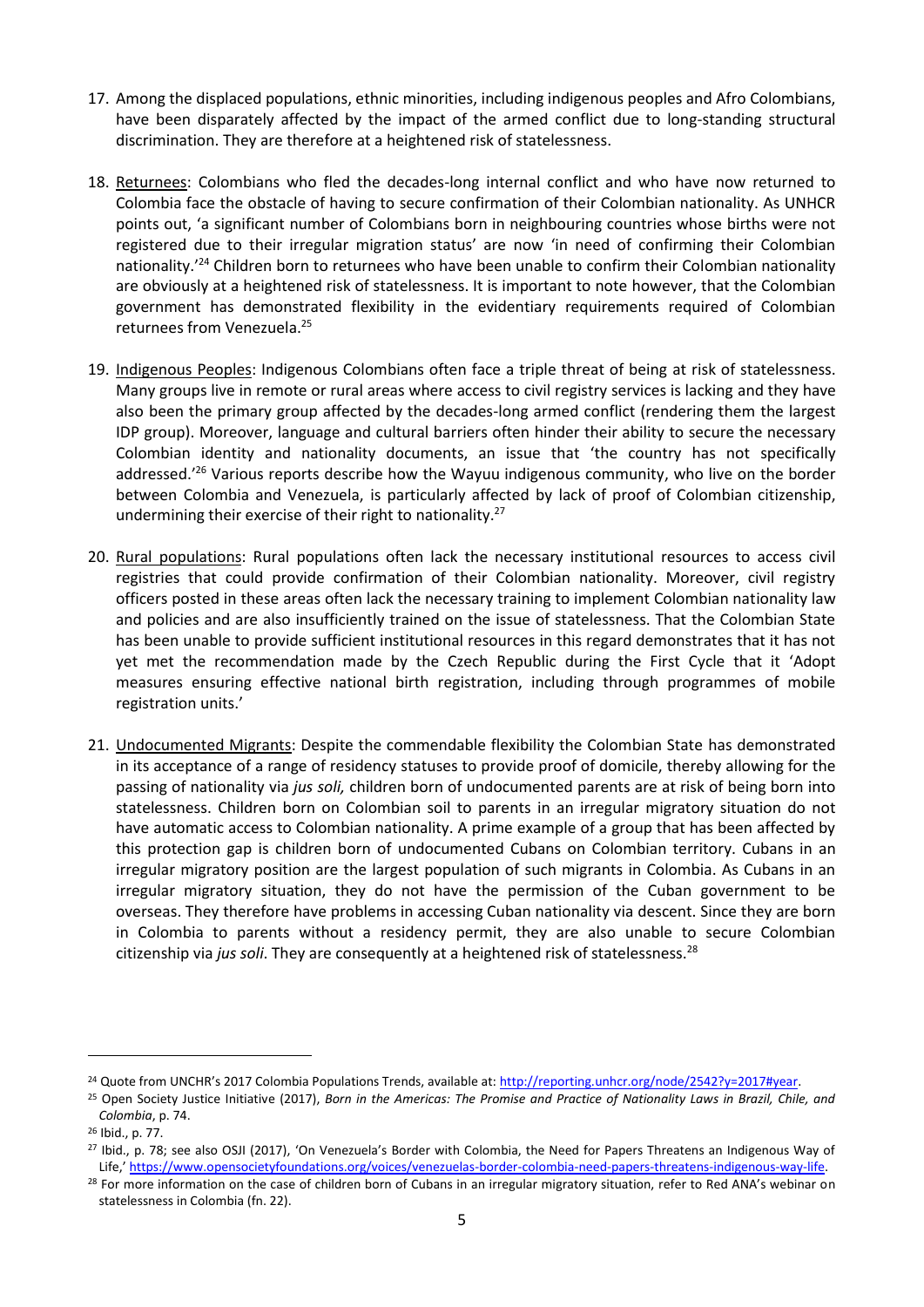17. Among the displaced populations, ethnic minorities, including indigenous peoples and Afro Colombians, have been disparately affected by the impact of the armed conflict due to long-standing structural discrimination. They are therefore at a heightened risk of statelessness.

18. Returnees: Colombians who fled the decades-long internal conflict and who have now returned to Colombia face the obstacle of having to secure confirmation of their Colombian nationality. As UNHCR points out, 'a significant number of Colombians born in neighbouring countries whose births were not registered due to their irregular migration status' are now 'in need of confirming their Colombian nationality.'[24] Children born to returnees who have been unable to confirm their Colombian nationality are obviously at a heightened risk of statelessness. It is important to note however, that the Colombian government has demonstrated flexibility in the evidentiary requirements required of Colombian returnees from Venezuela.[25]

19. Indigenous Peoples: Indigenous Colombians often face a triple threat of being at risk of statelessness. Many groups live in remote or rural areas where access to civil registry services is lacking and they have also been the primary group affected by the decades-long armed conflict (rendering them the largest IDP group). Moreover, language and cultural barriers often hinder their ability to secure the necessary Colombian identity and nationality documents, an issue that 'the country has not specifically addressed.'[26] Various reports describe how the Wayuu indigenous community, who live on the border between Colombia and Venezuela, is particularly affected by lack of proof of Colombian citizenship, undermining their exercise of their right to nationality.[27]

20. Rural populations: Rural populations often lack the necessary institutional resources to access civil registries that could provide confirmation of their Colombian nationality. Moreover, civil registry officers posted in these areas often lack the necessary training to implement Colombian nationality law and policies and are also insufficiently trained on the issue of statelessness. That the Colombian State has been unable to provide sufficient institutional resources in this regard demonstrates that it has not yet met the recommendation made by the Czech Republic during the First Cycle that it 'Adopt measures ensuring effective national birth registration, including through programmes of mobile registration units.'

21. Undocumented Migrants: Despite the commendable flexibility the Colombian State has demonstrated in its acceptance of a range of residency statuses to provide proof of domicile, thereby allowing for the passing of nationality via *jus soli,* children born of undocumented parents are at risk of being born into statelessness. Children born on Colombian soil to parents in an irregular migratory situation do not have automatic access to Colombian nationality. A prime example of a group that has been affected by this protection gap is children born of undocumented Cubans on Colombian territory. Cubans in an irregular migratory position are the largest population of such migrants in Colombia. As Cubans in an irregular migratory situation, they do not have the permission of the Cuban government to be overseas. They therefore have problems in accessing Cuban nationality via descent. Since they are born in Colombia to parents without a residency permit, they are also unable to secure Colombian citizenship via *jus soli*. They are consequently at a heightened risk of statelessness.[28]

---

[24] Quote from UNCHR's 2017 Colombia Populations Trends, available at: http://reporting.unhcr.org/node/2542?y=2017#year.

[25] Open Society Justice Initiative (2017), *Born in the Americas: The Promise and Practice of Nationality Laws in Brazil, Chile, and Colombia*, p. 74.

[26] Ibid., p. 77.

[27] Ibid., p. 78; see also OSJI (2017), 'On Venezuela's Border with Colombia, the Need for Papers Threatens an Indigenous Way of Life,' https://www.opensocietyfoundations.org/voices/venezuelas-border-colombia-need-papers-threatens-indigenous-way-life.

[28] For more information on the case of children born of Cubans in an irregular migratory situation, refer to Red ANA's webinar on statelessness in Colombia (fn. 22).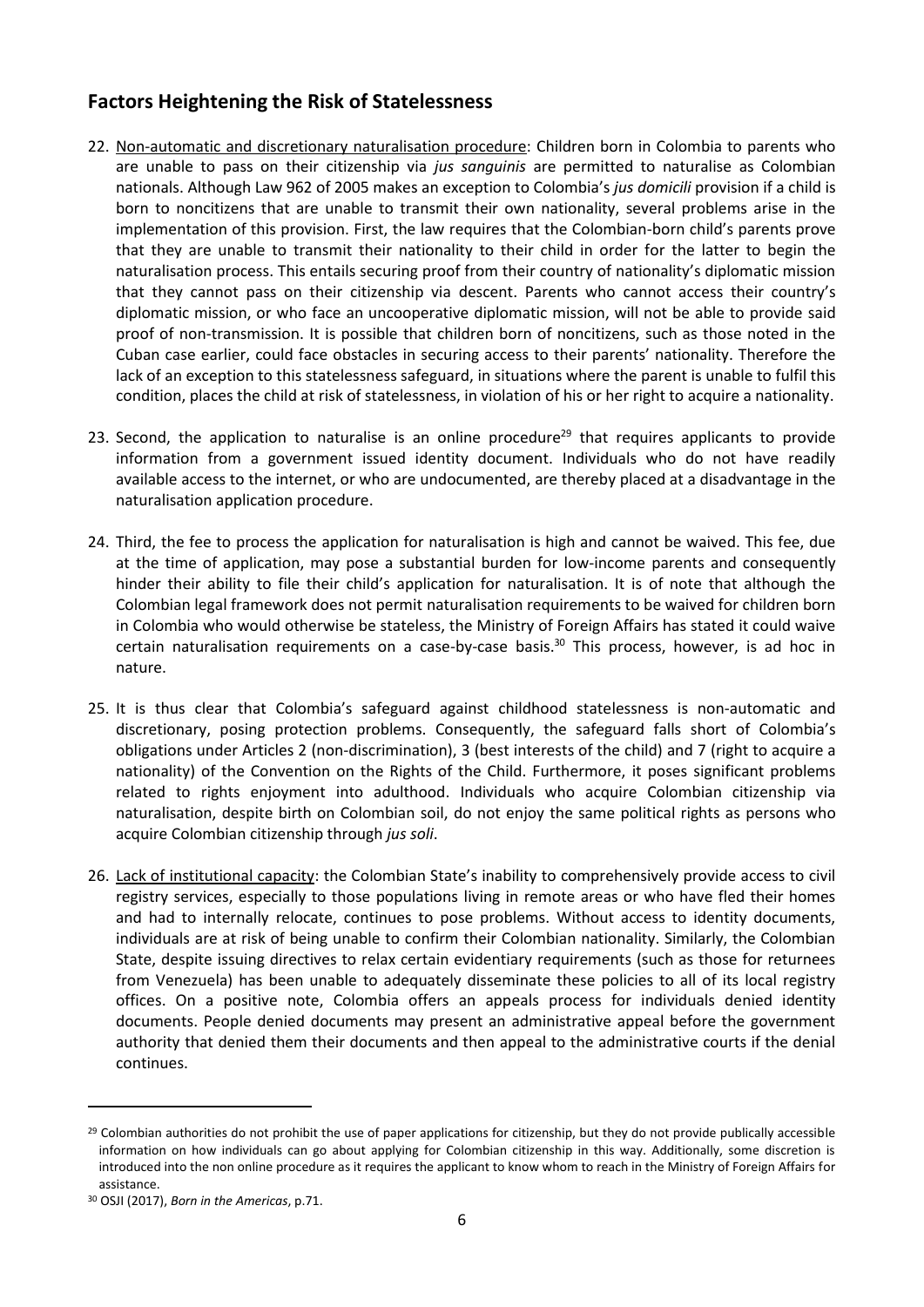## Factors Heightening the Risk of Statelessness

22. Non-automatic and discretionary naturalisation procedure: Children born in Colombia to parents who are unable to pass on their citizenship via *jus sanguinis* are permitted to naturalise as Colombian nationals. Although Law 962 of 2005 makes an exception to Colombia's *jus domicili* provision if a child is born to noncitizens that are unable to transmit their own nationality, several problems arise in the implementation of this provision. First, the law requires that the Colombian-born child's parents prove that they are unable to transmit their nationality to their child in order for the latter to begin the naturalisation process. This entails securing proof from their country of nationality's diplomatic mission that they cannot pass on their citizenship via descent. Parents who cannot access their country's diplomatic mission, or who face an uncooperative diplomatic mission, will not be able to provide said proof of non-transmission. It is possible that children born of noncitizens, such as those noted in the Cuban case earlier, could face obstacles in securing access to their parents' nationality. Therefore the lack of an exception to this statelessness safeguard, in situations where the parent is unable to fulfil this condition, places the child at risk of statelessness, in violation of his or her right to acquire a nationality.

23. Second, the application to naturalise is an online procedure[29] that requires applicants to provide information from a government issued identity document. Individuals who do not have readily available access to the internet, or who are undocumented, are thereby placed at a disadvantage in the naturalisation application procedure.

24. Third, the fee to process the application for naturalisation is high and cannot be waived. This fee, due at the time of application, may pose a substantial burden for low-income parents and consequently hinder their ability to file their child's application for naturalisation. It is of note that although the Colombian legal framework does not permit naturalisation requirements to be waived for children born in Colombia who would otherwise be stateless, the Ministry of Foreign Affairs has stated it could waive certain naturalisation requirements on a case-by-case basis.[30] This process, however, is ad hoc in nature.

25. It is thus clear that Colombia's safeguard against childhood statelessness is non-automatic and discretionary, posing protection problems. Consequently, the safeguard falls short of Colombia's obligations under Articles 2 (non-discrimination), 3 (best interests of the child) and 7 (right to acquire a nationality) of the Convention on the Rights of the Child. Furthermore, it poses significant problems related to rights enjoyment into adulthood. Individuals who acquire Colombian citizenship via naturalisation, despite birth on Colombian soil, do not enjoy the same political rights as persons who acquire Colombian citizenship through *jus soli*.

26. Lack of institutional capacity: the Colombian State's inability to comprehensively provide access to civil registry services, especially to those populations living in remote areas or who have fled their homes and had to internally relocate, continues to pose problems. Without access to identity documents, individuals are at risk of being unable to confirm their Colombian nationality. Similarly, the Colombian State, despite issuing directives to relax certain evidentiary requirements (such as those for returnees from Venezuela) has been unable to adequately disseminate these policies to all of its local registry offices. On a positive note, Colombia offers an appeals process for individuals denied identity documents. People denied documents may present an administrative appeal before the government authority that denied them their documents and then appeal to the administrative courts if the denial continues.

---

[29] Colombian authorities do not prohibit the use of paper applications for citizenship, but they do not provide publically accessible information on how individuals can go about applying for Colombian citizenship in this way. Additionally, some discretion is introduced into the non online procedure as it requires the applicant to know whom to reach in the Ministry of Foreign Affairs for assistance.

[30] OSJI (2017), *Born in the Americas*, p.71.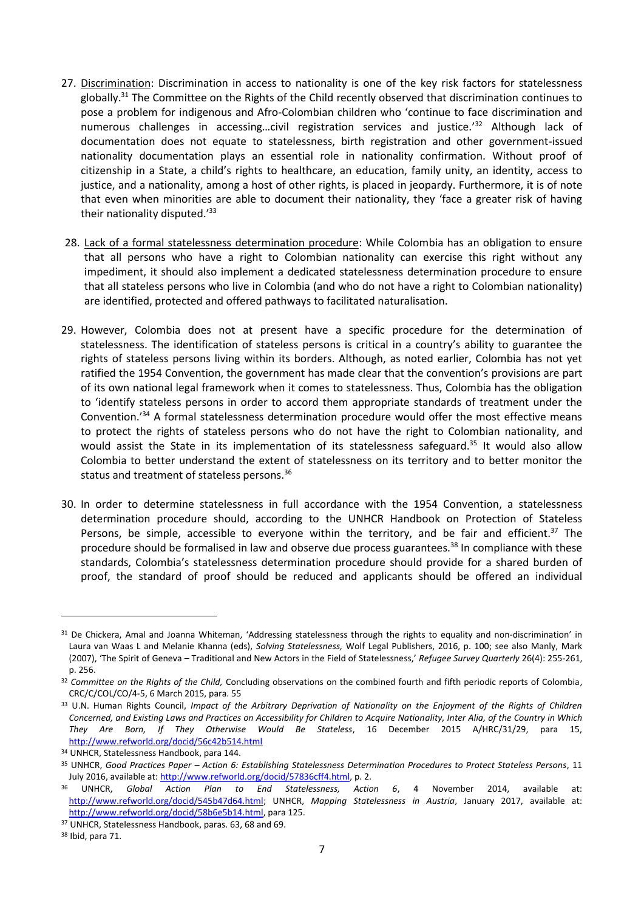27. Discrimination: Discrimination in access to nationality is one of the key risk factors for statelessness globally.[31] The Committee on the Rights of the Child recently observed that discrimination continues to pose a problem for indigenous and Afro-Colombian children who 'continue to face discrimination and numerous challenges in accessing…civil registration services and justice.'[32] Although lack of documentation does not equate to statelessness, birth registration and other government-issued nationality documentation plays an essential role in nationality confirmation. Without proof of citizenship in a State, a child's rights to healthcare, an education, family unity, an identity, access to justice, and a nationality, among a host of other rights, is placed in jeopardy. Furthermore, it is of note that even when minorities are able to document their nationality, they 'face a greater risk of having their nationality disputed.'[33]

28. Lack of a formal statelessness determination procedure: While Colombia has an obligation to ensure that all persons who have a right to Colombian nationality can exercise this right without any impediment, it should also implement a dedicated statelessness determination procedure to ensure that all stateless persons who live in Colombia (and who do not have a right to Colombian nationality) are identified, protected and offered pathways to facilitated naturalisation.

29. However, Colombia does not at present have a specific procedure for the determination of statelessness. The identification of stateless persons is critical in a country's ability to guarantee the rights of stateless persons living within its borders. Although, as noted earlier, Colombia has not yet ratified the 1954 Convention, the government has made clear that the convention's provisions are part of its own national legal framework when it comes to statelessness. Thus, Colombia has the obligation to 'identify stateless persons in order to accord them appropriate standards of treatment under the Convention.'[34] A formal statelessness determination procedure would offer the most effective means to protect the rights of stateless persons who do not have the right to Colombian nationality, and would assist the State in its implementation of its statelessness safeguard.[35] It would also allow Colombia to better understand the extent of statelessness on its territory and to better monitor the status and treatment of stateless persons.[36]

30. In order to determine statelessness in full accordance with the 1954 Convention, a statelessness determination procedure should, according to the UNHCR Handbook on Protection of Stateless Persons, be simple, accessible to everyone within the territory, and be fair and efficient.[37] The procedure should be formalised in law and observe due process guarantees.[38] In compliance with these standards, Colombia's statelessness determination procedure should provide for a shared burden of proof, the standard of proof should be reduced and applicants should be offered an individual

---

[31] De Chickera, Amal and Joanna Whiteman, 'Addressing statelessness through the rights to equality and non-discrimination' in Laura van Waas L and Melanie Khanna (eds), *Solving Statelessness,* Wolf Legal Publishers, 2016, p. 100; see also Manly, Mark (2007), 'The Spirit of Geneva – Traditional and New Actors in the Field of Statelessness,' *Refugee Survey Quarterly* 26(4): 255-261, p. 256.

[32] *Committee on the Rights of the Child,* Concluding observations on the combined fourth and fifth periodic reports of Colombia, CRC/C/COL/CO/4-5, 6 March 2015, para. 55

[33] U.N. Human Rights Council, *Impact of the Arbitrary Deprivation of Nationality on the Enjoyment of the Rights of Children Concerned, and Existing Laws and Practices on Accessibility for Children to Acquire Nationality, Inter Alia, of the Country in Which They Are Born, If They Otherwise Would Be Stateless*, 16 December 2015 A/HRC/31/29, para 15, http://www.refworld.org/docid/56c42b514.html

[34] UNHCR, Statelessness Handbook, para 144.

[35] UNHCR, *Good Practices Paper – Action 6: Establishing Statelessness Determination Procedures to Protect Stateless Persons*, 11 July 2016, available at: http://www.refworld.org/docid/57836cff4.html, p. 2.

[36] UNHCR, *Global Action Plan to End Statelessness, Action 6*, 4 November 2014, available at: http://www.refworld.org/docid/545b47d64.html; UNHCR, *Mapping Statelessness in Austria*, January 2017, available at: http://www.refworld.org/docid/58b6e5b14.html, para 125.

[37] UNHCR, Statelessness Handbook, paras. 63, 68 and 69.

[38] Ibid, para 71.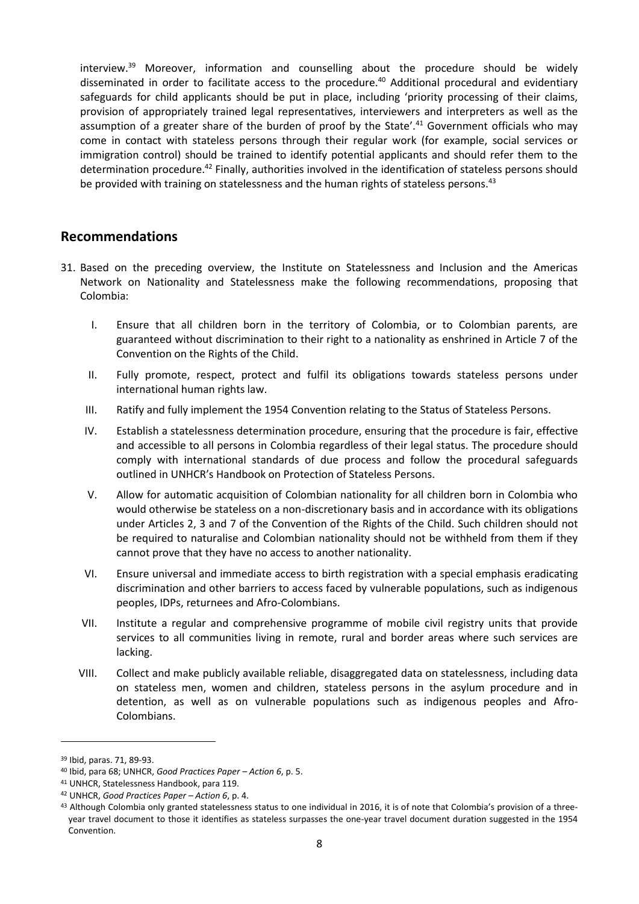interview.[39] Moreover, information and counselling about the procedure should be widely disseminated in order to facilitate access to the procedure.[40] Additional procedural and evidentiary safeguards for child applicants should be put in place, including 'priority processing of their claims, provision of appropriately trained legal representatives, interviewers and interpreters as well as the assumption of a greater share of the burden of proof by the State'.[41] Government officials who may come in contact with stateless persons through their regular work (for example, social services or immigration control) should be trained to identify potential applicants and should refer them to the determination procedure.[42] Finally, authorities involved in the identification of stateless persons should be provided with training on statelessness and the human rights of stateless persons.[43]

## Recommendations

31. Based on the preceding overview, the Institute on Statelessness and Inclusion and the Americas Network on Nationality and Statelessness make the following recommendations, proposing that Colombia:

    I. Ensure that all children born in the territory of Colombia, or to Colombian parents, are guaranteed without discrimination to their right to a nationality as enshrined in Article 7 of the Convention on the Rights of the Child.

    II. Fully promote, respect, protect and fulfil its obligations towards stateless persons under international human rights law.

    III. Ratify and fully implement the 1954 Convention relating to the Status of Stateless Persons.

    IV. Establish a statelessness determination procedure, ensuring that the procedure is fair, effective and accessible to all persons in Colombia regardless of their legal status. The procedure should comply with international standards of due process and follow the procedural safeguards outlined in UNHCR's Handbook on Protection of Stateless Persons.

    V. Allow for automatic acquisition of Colombian nationality for all children born in Colombia who would otherwise be stateless on a non-discretionary basis and in accordance with its obligations under Articles 2, 3 and 7 of the Convention of the Rights of the Child. Such children should not be required to naturalise and Colombian nationality should not be withheld from them if they cannot prove that they have no access to another nationality.

    VI. Ensure universal and immediate access to birth registration with a special emphasis eradicating discrimination and other barriers to access faced by vulnerable populations, such as indigenous peoples, IDPs, returnees and Afro-Colombians.

    VII. Institute a regular and comprehensive programme of mobile civil registry units that provide services to all communities living in remote, rural and border areas where such services are lacking.

    VIII. Collect and make publicly available reliable, disaggregated data on statelessness, including data on stateless men, women and children, stateless persons in the asylum procedure and in detention, as well as on vulnerable populations such as indigenous peoples and Afro-Colombians.

---

[39] Ibid, paras. 71, 89-93.

[40] Ibid, para 68; UNHCR, *Good Practices Paper – Action 6*, p. 5.

[41] UNHCR, Statelessness Handbook, para 119.

[42] UNHCR, *Good Practices Paper – Action 6*, p. 4.

[43] Although Colombia only granted statelessness status to one individual in 2016, it is of note that Colombia's provision of a three-year travel document to those it identifies as stateless surpasses the one-year travel document duration suggested in the 1954 Convention.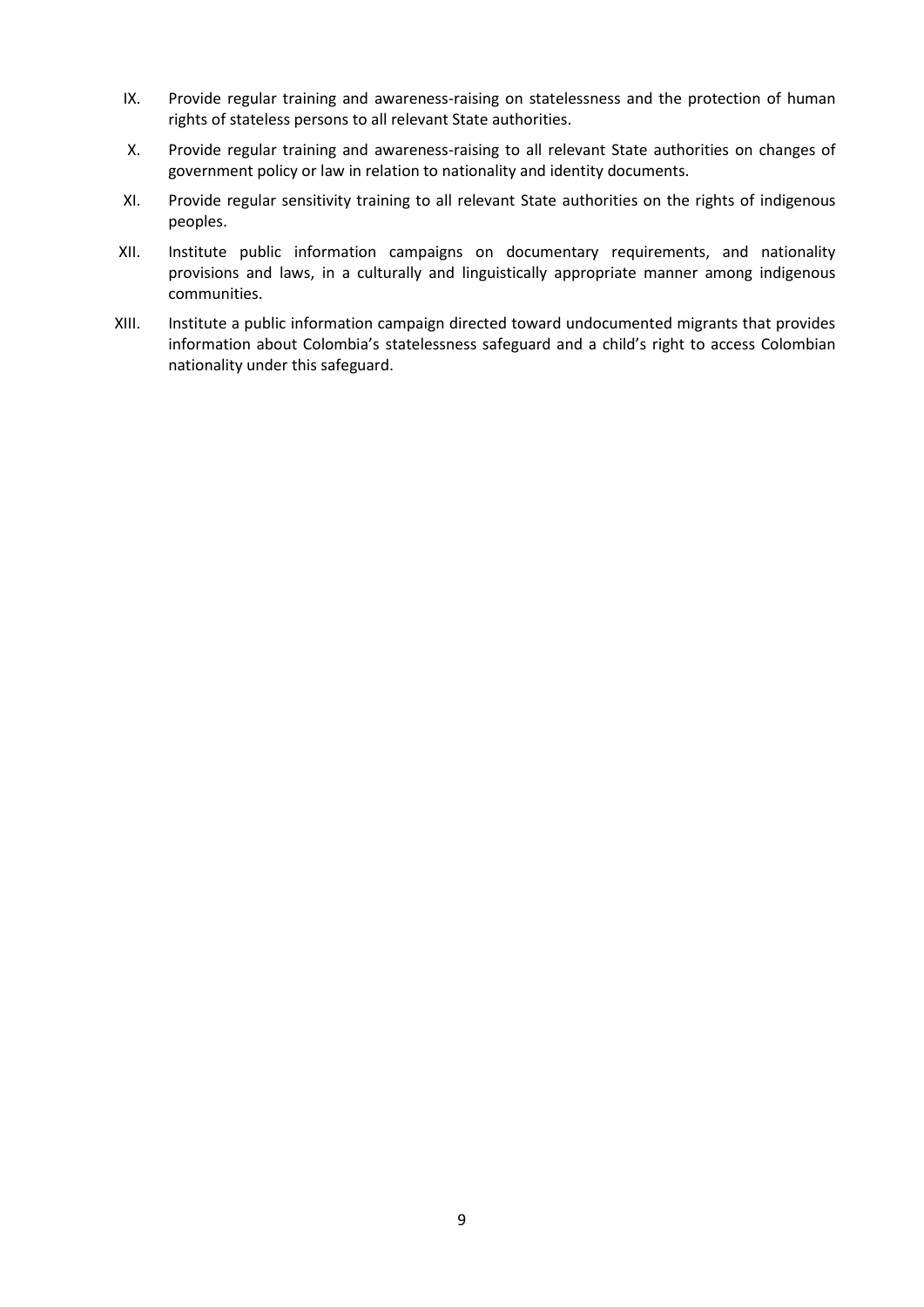IX. Provide regular training and awareness-raising on statelessness and the protection of human rights of stateless persons to all relevant State authorities.

X. Provide regular training and awareness-raising to all relevant State authorities on changes of government policy or law in relation to nationality and identity documents.

XI. Provide regular sensitivity training to all relevant State authorities on the rights of indigenous peoples.

XII. Institute public information campaigns on documentary requirements, and nationality provisions and laws, in a culturally and linguistically appropriate manner among indigenous communities.

XIII. Institute a public information campaign directed toward undocumented migrants that provides information about Colombia's statelessness safeguard and a child's right to access Colombian nationality under this safeguard.